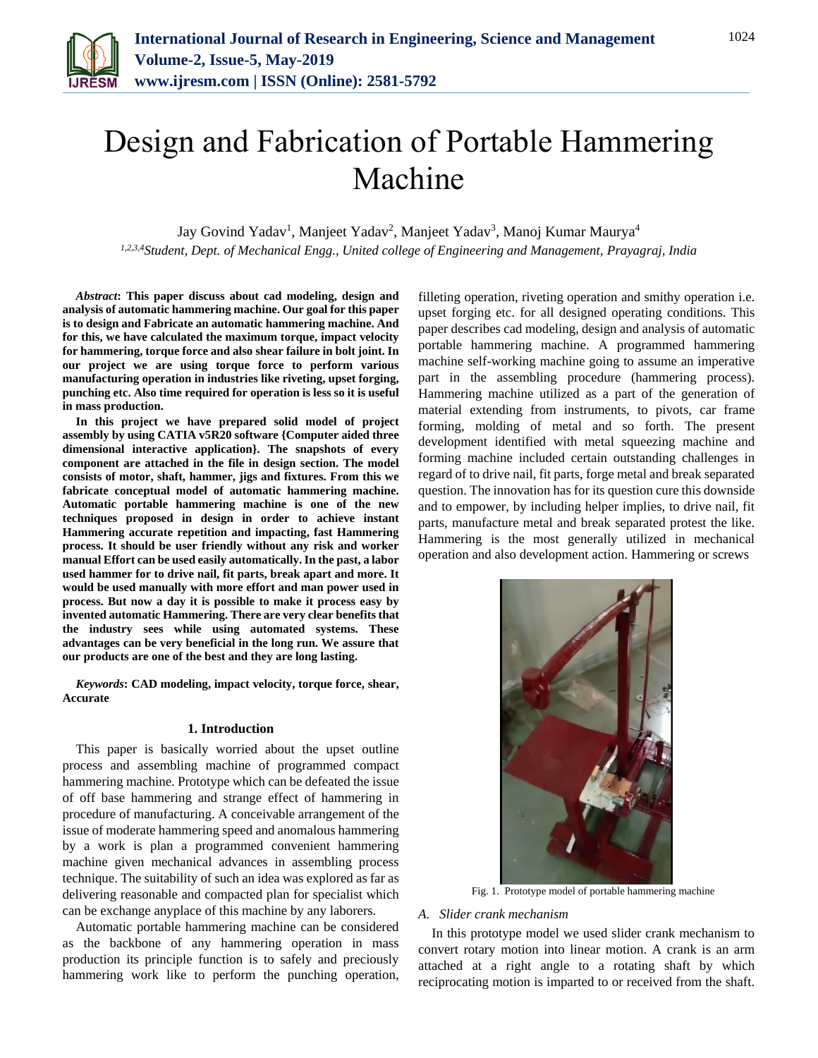# Design and Fabrication of Portable Hammering Machine

Jay Govind Yadav[1], Manjeet Yadav[2], Manjeet Yadav[3], Manoj Kumar Maurya[4]

[1,2,3,4]*Student, Dept. of Mechanical Engg., United college of Engineering and Management, Prayagraj, India*

***Abstract*: This paper discuss about cad modeling, design and analysis of automatic hammering machine. Our goal for this paper is to design and Fabricate an automatic hammering machine. And for this, we have calculated the maximum torque, impact velocity for hammering, torque force and also shear failure in bolt joint. In our project we are using torque force to perform various manufacturing operation in industries like riveting, upset forging, punching etc. Also time required for operation is less so it is useful in mass production.**

**In this project we have prepared solid model of project assembly by using CATIA v5R20 software {Computer aided three dimensional interactive application}. The snapshots of every component are attached in the file in design section. The model consists of motor, shaft, hammer, jigs and fixtures. From this we fabricate conceptual model of automatic hammering machine. Automatic portable hammering machine is one of the new techniques proposed in design in order to achieve instant Hammering accurate repetition and impacting, fast Hammering process. It should be user friendly without any risk and worker manual Effort can be used easily automatically. In the past, a labor used hammer for to drive nail, fit parts, break apart and more. It would be used manually with more effort and man power used in process. But now a day it is possible to make it process easy by invented automatic Hammering. There are very clear benefits that the industry sees while using automated systems. These advantages can be very beneficial in the long run. We assure that our products are one of the best and they are long lasting.**

***Keywords*: CAD modeling, impact velocity, torque force, shear, Accurate**

## 1. Introduction

This paper is basically worried about the upset outline process and assembling machine of programmed compact hammering machine. Prototype which can be defeated the issue of off base hammering and strange effect of hammering in procedure of manufacturing. A conceivable arrangement of the issue of moderate hammering speed and anomalous hammering by a work is plan a programmed convenient hammering machine given mechanical advances in assembling process technique. The suitability of such an idea was explored as far as delivering reasonable and compacted plan for specialist which can be exchange anyplace of this machine by any laborers.

Automatic portable hammering machine can be considered as the backbone of any hammering operation in mass production its principle function is to safely and preciously hammering work like to perform the punching operation, filleting operation, riveting operation and smithy operation i.e. upset forging etc. for all designed operating conditions. This paper describes cad modeling, design and analysis of automatic portable hammering machine. A programmed hammering machine self-working machine going to assume an imperative part in the assembling procedure (hammering process). Hammering machine utilized as a part of the generation of material extending from instruments, to pivots, car frame forming, molding of metal and so forth. The present development identified with metal squeezing machine and forming machine included certain outstanding challenges in regard of to drive nail, fit parts, forge metal and break separated question. The innovation has for its question cure this downside and to empower, by including helper implies, to drive nail, fit parts, manufacture metal and break separated protest the like. Hammering is the most generally utilized in mechanical operation and also development action. Hammering or screws

Fig. 1. Prototype model of portable hammering machine

### A. Slider crank mechanism

In this prototype model we used slider crank mechanism to convert rotary motion into linear motion. A crank is an arm attached at a right angle to a rotating shaft by which reciprocating motion is imparted to or received from the shaft.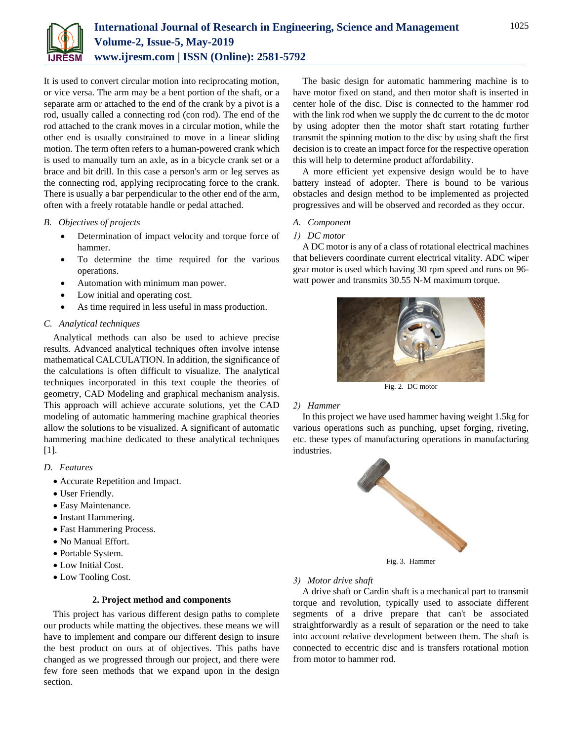It is used to convert circular motion into reciprocating motion, or vice versa. The arm may be a bent portion of the shaft, or a separate arm or attached to the end of the crank by a pivot is a rod, usually called a connecting rod (con rod). The end of the rod attached to the crank moves in a circular motion, while the other end is usually constrained to move in a linear sliding motion. The term often refers to a human-powered crank which is used to manually turn an axle, as in a bicycle crank set or a brace and bit drill. In this case a person's arm or leg serves as the connecting rod, applying reciprocating force to the crank. There is usually a bar perpendicular to the other end of the arm, often with a freely rotatable handle or pedal attached.

### *B. Objectives of projects*

- Determination of impact velocity and torque force of hammer.
- To determine the time required for the various operations.
- Automation with minimum man power.
- Low initial and operating cost.
- As time required in less useful in mass production.

### *C. Analytical techniques*

Analytical methods can also be used to achieve precise results. Advanced analytical techniques often involve intense mathematical CALCULATION. In addition, the significance of the calculations is often difficult to visualize. The analytical techniques incorporated in this text couple the theories of geometry, CAD Modeling and graphical mechanism analysis. This approach will achieve accurate solutions, yet the CAD modeling of automatic hammering machine graphical theories allow the solutions to be visualized. A significant of automatic hammering machine dedicated to these analytical techniques [1].

### *D. Features*

- Accurate Repetition and Impact.
- User Friendly.
- Easy Maintenance.
- Instant Hammering.
- Fast Hammering Process.
- No Manual Effort.
- Portable System.
- Low Initial Cost.
- Low Tooling Cost.

## 2. Project method and components

This project has various different design paths to complete our products while matting the objectives. these means we will have to implement and compare our different design to insure the best product on ours at of objectives. This paths have changed as we progressed through our project, and there were few fore seen methods that we expand upon in the design section.

The basic design for automatic hammering machine is to have motor fixed on stand, and then motor shaft is inserted in center hole of the disc. Disc is connected to the hammer rod with the link rod when we supply the dc current to the dc motor by using adopter then the motor shaft start rotating further transmit the spinning motion to the disc by using shaft the first decision is to create an impact force for the respective operation this will help to determine product affordability.

A more efficient yet expensive design would be to have battery instead of adopter. There is bound to be various obstacles and design method to be implemented as projected progressives and will be observed and recorded as they occur.

### *A. Component*

#### *1) DC motor*

A DC motor is any of a class of rotational electrical machines that believers coordinate current electrical vitality. ADC wiper gear motor is used which having 30 rpm speed and runs on 96-watt power and transmits 30.55 N-M maximum torque.

Fig. 2. DC motor

#### *2) Hammer*

In this project we have used hammer having weight 1.5kg for various operations such as punching, upset forging, riveting, etc. these types of manufacturing operations in manufacturing industries.

Fig. 3. Hammer

#### *3) Motor drive shaft*

A drive shaft or Cardin shaft is a mechanical part to transmit torque and revolution, typically used to associate different segments of a drive prepare that can't be associated straightforwardly as a result of separation or the need to take into account relative development between them. The shaft is connected to eccentric disc and is transfers rotational motion from motor to hammer rod.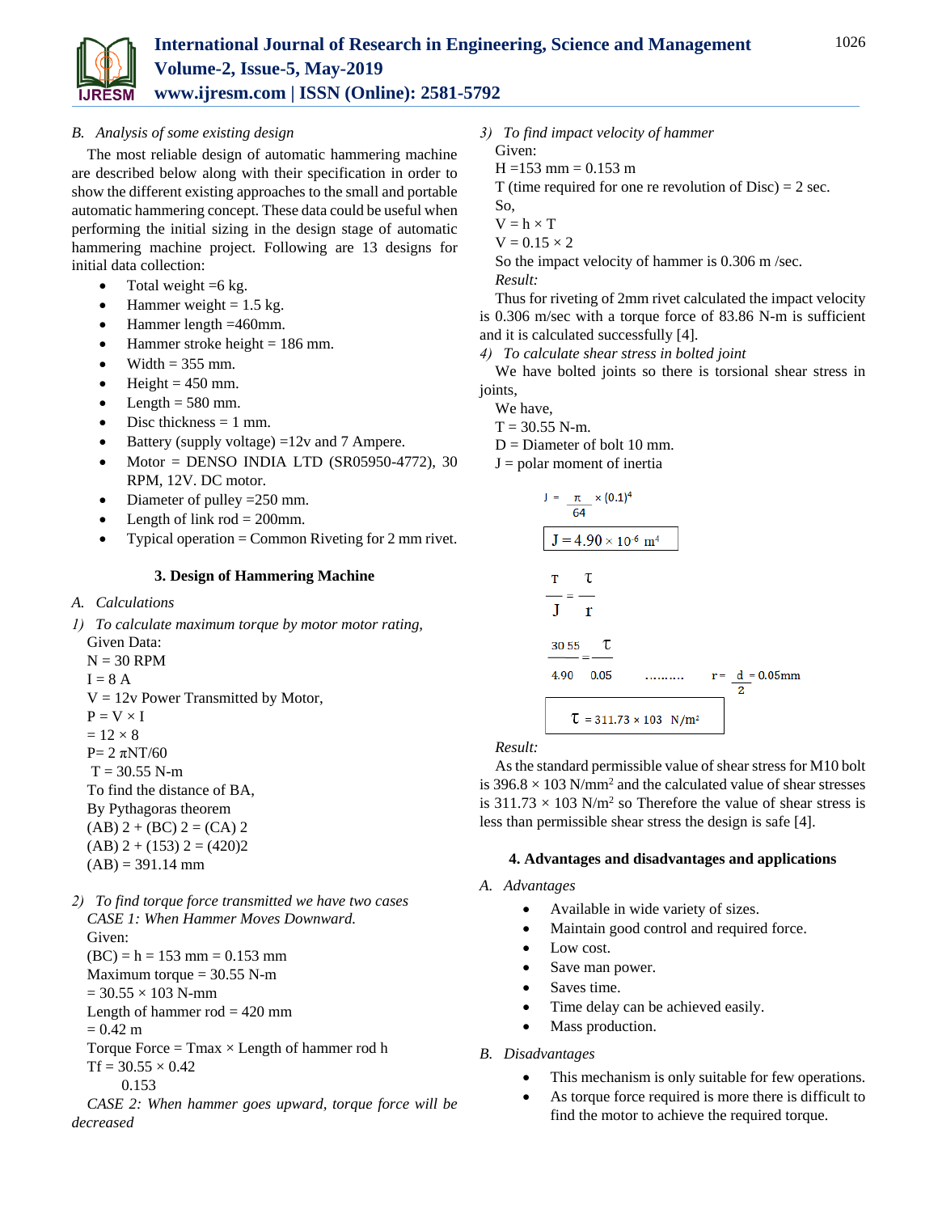### B. *Analysis of some existing design*

The most reliable design of automatic hammering machine are described below along with their specification in order to show the different existing approaches to the small and portable automatic hammering concept. These data could be useful when performing the initial sizing in the design stage of automatic hammering machine project. Following are 13 designs for initial data collection:

- Total weight =6 kg.
- Hammer weight = 1.5 kg.
- Hammer length =460mm.
- Hammer stroke height = 186 mm.
- Width = 355 mm.
- Height = 450 mm.
- Length = 580 mm.
- Disc thickness = 1 mm.
- Battery (supply voltage) =12v and 7 Ampere.
- Motor = DENSO INDIA LTD (SR05950-4772), 30 RPM, 12V. DC motor.
- Diameter of pulley =250 mm.
- Length of link rod = 200mm.
- Typical operation = Common Riveting for 2 mm rivet.

## 3. Design of Hammering Machine

### A. *Calculations*

*1) To calculate maximum torque by motor motor rating,*

Given Data:
N = 30 RPM
I = 8 A
V = 12v Power Transmitted by Motor,
P = V × I
= 12 × 8
P= 2 πNT/60
T = 30.55 N-m
To find the distance of BA,
By Pythagoras theorem
(AB) 2 + (BC) 2 = (CA) 2
(AB) 2 + (153) 2 = (420)2
(AB) = 391.14 mm

*2) To find torque force transmitted we have two cases*

*CASE 1: When Hammer Moves Downward.*

Given:
(BC) = h = 153 mm = 0.153 mm
Maximum torque = 30.55 N-m
= 30.55 × 103 N-mm
Length of hammer rod = 420 mm
= 0.42 m
Torque Force = Tmax × Length of hammer rod h
Tf = 30.55 × 0.42
0.153

*CASE 2: When hammer goes upward, torque force will be decreased*

*3) To find impact velocity of hammer*

Given:
H =153 mm = 0.153 m
T (time required for one re revolution of Disc) = 2 sec.
So,
V = h × T
V = 0.15 × 2
So the impact velocity of hammer is 0.306 m /sec.

*Result:*

Thus for riveting of 2mm rivet calculated the impact velocity is 0.306 m/sec with a torque force of 83.86 N-m is sufficient and it is calculated successfully [4].

*4) To calculate shear stress in bolted joint*

We have bolted joints so there is torsional shear stress in joints,

We have,
T = 30.55 N-m.
D = Diameter of bolt 10 mm.
J = polar moment of inertia

$$J = \frac{\pi}{64} \times (0.1)^4$$

$$\boxed{J = 4.90 \times 10^{-6}\ m^4}$$

$$\frac{T}{J} = \frac{\tau}{r}$$

$$\frac{30\ 55}{4.90} = \frac{\tau}{0.05} \quad \ldots\ldots\ldots \quad r = \frac{d}{2} = 0.05mm$$

$$\boxed{\tau = 311.73 \times 103\ \ N/m^2}$$

*Result:*

As the standard permissible value of shear stress for M10 bolt is 396.8 × 103 $N/mm^2$ and the calculated value of shear stresses is 311.73 × 103 $N/m^2$ so Therefore the value of shear stress is less than permissible shear stress the design is safe [4].

## 4. Advantages and disadvantages and applications

### A. *Advantages*

- Available in wide variety of sizes.
- Maintain good control and required force.
- Low cost.
- Save man power.
- Saves time.
- Time delay can be achieved easily.
- Mass production.

### B. *Disadvantages*

- This mechanism is only suitable for few operations.
- As torque force required is more there is difficult to find the motor to achieve the required torque.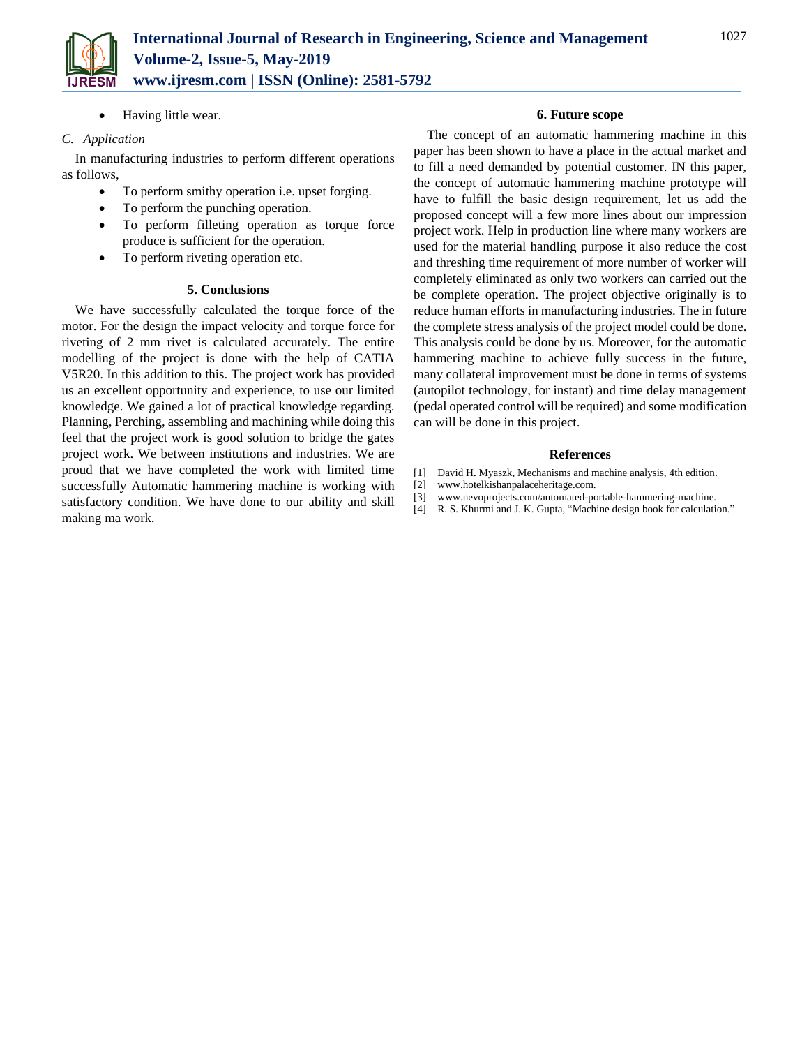- Having little wear.

### C. Application

In manufacturing industries to perform different operations as follows,

- To perform smithy operation i.e. upset forging.
- To perform the punching operation.
- To perform filleting operation as torque force produce is sufficient for the operation.
- To perform riveting operation etc.

## 5. Conclusions

We have successfully calculated the torque force of the motor. For the design the impact velocity and torque force for riveting of 2 mm rivet is calculated accurately. The entire modelling of the project is done with the help of CATIA V5R20. In this addition to this. The project work has provided us an excellent opportunity and experience, to use our limited knowledge. We gained a lot of practical knowledge regarding. Planning, Perching, assembling and machining while doing this feel that the project work is good solution to bridge the gates project work. We between institutions and industries. We are proud that we have completed the work with limited time successfully Automatic hammering machine is working with satisfactory condition. We have done to our ability and skill making ma work.

## 6. Future scope

The concept of an automatic hammering machine in this paper has been shown to have a place in the actual market and to fill a need demanded by potential customer. IN this paper, the concept of automatic hammering machine prototype will have to fulfill the basic design requirement, let us add the proposed concept will a few more lines about our impression project work. Help in production line where many workers are used for the material handling purpose it also reduce the cost and threshing time requirement of more number of worker will completely eliminated as only two workers can carried out the be complete operation. The project objective originally is to reduce human efforts in manufacturing industries. The in future the complete stress analysis of the project model could be done. This analysis could be done by us. Moreover, for the automatic hammering machine to achieve fully success in the future, many collateral improvement must be done in terms of systems (autopilot technology, for instant) and time delay management (pedal operated control will be required) and some modification can will be done in this project.

## References

[1] David H. Myaszk, Mechanisms and machine analysis, 4th edition.
[2] www.hotelkishanpalaceheritage.com.
[3] www.nevoprojects.com/automated-portable-hammering-machine.
[4] R. S. Khurmi and J. K. Gupta, "Machine design book for calculation."